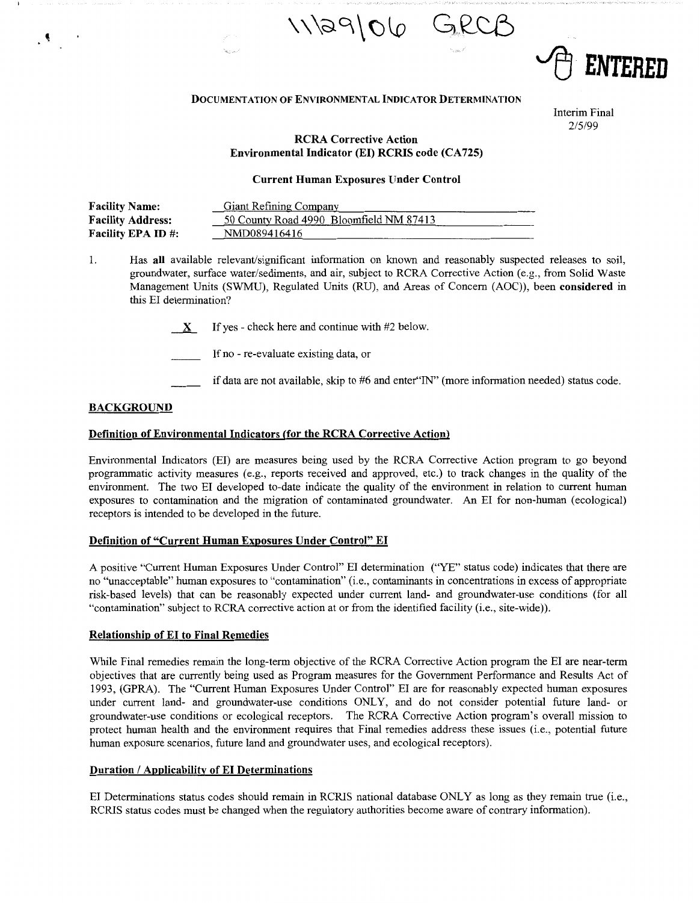11\29\06 GRCB

ENTERED

**DOCUMENTATION OF ENVIRONMENTAL INDICATOR DETERMINATION**

Interim Final
2/5/99

**RCRA Corrective Action**
**Environmental Indicator (EI) RCRIS code (CA725)**

**Current Human Exposures Under Control**

| | |
|---|---|
| **Facility Name:** | Giant Refining Company |
| **Facility Address:** | 50 County Road 4990 Bloomfield NM 87413 |
| **Facility EPA ID #:** | NMD089416416 |

1. Has **all** available relevant/significant information on known and reasonably suspected releases to soil, groundwater, surface water/sediments, and air, subject to RCRA Corrective Action (e.g., from Solid Waste Management Units (SWMU), Regulated Units (RU), and Areas of Concern (AOC)), been **considered** in this EI determination?

   __X__ If yes - check here and continue with #2 below.

   _____ If no - re-evaluate existing data, or

   _____ if data are not available, skip to #6 and enter "IN" (more information needed) status code.

## BACKGROUND

### Definition of Environmental Indicators (for the RCRA Corrective Action)

Environmental Indicators (EI) are measures being used by the RCRA Corrective Action program to go beyond programmatic activity measures (e.g., reports received and approved, etc.) to track changes in the quality of the environment. The two EI developed to-date indicate the quality of the environment in relation to current human exposures to contamination and the migration of contaminated groundwater. An EI for non-human (ecological) receptors is intended to be developed in the future.

### Definition of "Current Human Exposures Under Control" EI

A positive "Current Human Exposures Under Control" EI determination ("YE" status code) indicates that there are no "unacceptable" human exposures to "contamination" (i.e., contaminants in concentrations in excess of appropriate risk-based levels) that can be reasonably expected under current land- and groundwater-use conditions (for all "contamination" subject to RCRA corrective action at or from the identified facility (i.e., site-wide)).

### Relationship of EI to Final Remedies

While Final remedies remain the long-term objective of the RCRA Corrective Action program the EI are near-term objectives that are currently being used as Program measures for the Government Performance and Results Act of 1993, (GPRA). The "Current Human Exposures Under Control" EI are for reasonably expected human exposures under current land- and groundwater-use conditions ONLY, and do not consider potential future land- or groundwater-use conditions or ecological receptors. The RCRA Corrective Action program's overall mission to protect human health and the environment requires that Final remedies address these issues (i.e., potential future human exposure scenarios, future land and groundwater uses, and ecological receptors).

### Duration / Applicability of EI Determinations

EI Determinations status codes should remain in RCRIS national database ONLY as long as they remain true (i.e., RCRIS status codes must be changed when the regulatory authorities become aware of contrary information).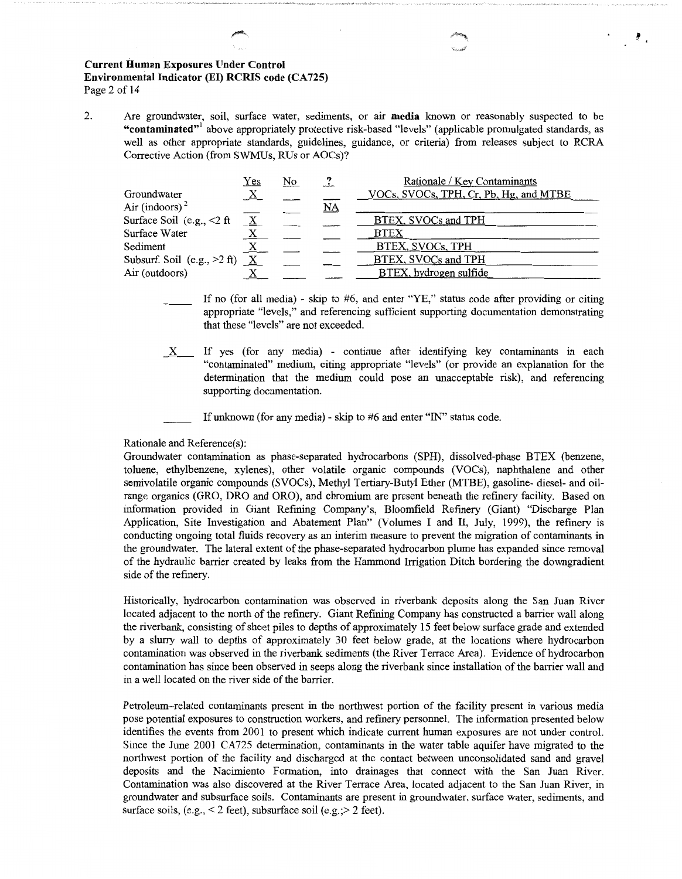2. Are groundwater, soil, surface water, sediments, or air **media** known or reasonably suspected to be **"contaminated"**[1] above appropriately protective risk-based "levels" (applicable promulgated standards, as well as other appropriate standards, guidelines, guidance, or criteria) from releases subject to RCRA Corrective Action (from SWMUs, RUs or AOCs)?

| | Yes | No | ? | Rationale / Key Contaminants |
|---|---|---|---|---|
| Groundwater | X | | | VOCs, SVOCs, TPH, Cr, Pb, Hg, and MTBE |
| Air (indoors)[2] | | | NA | |
| Surface Soil (e.g., <2 ft | X | | | BTEX, SVOCs and TPH |
| Surface Water | X | | | BTEX |
| Sediment | X | | | BTEX, SVOCs, TPH |
| Subsurf. Soil (e.g., >2 ft) | X | | | BTEX, SVOCs and TPH |
| Air (outdoors) | X | | | BTEX, hydrogen sulfide |

____ If no (for all media) - skip to #6, and enter "YE," status code after providing or citing appropriate "levels," and referencing sufficient supporting documentation demonstrating that these "levels" are not exceeded.

_X_ If yes (for any media) - continue after identifying key contaminants in each "contaminated" medium, citing appropriate "levels" (or provide an explanation for the determination that the medium could pose an unacceptable risk), and referencing supporting documentation.

____ If unknown (for any media) - skip to #6 and enter "IN" status code.

Rationale and Reference(s):

Groundwater contamination as phase-separated hydrocarbons (SPH), dissolved-phase BTEX (benzene, toluene, ethylbenzene, xylenes), other volatile organic compounds (VOCs), naphthalene and other semivolatile organic compounds (SVOCs), Methyl Tertiary-Butyl Ether (MTBE), gasoline- diesel- and oil-range organics (GRO, DRO and ORO), and chromium are present beneath the refinery facility. Based on information provided in Giant Refining Company's, Bloomfield Refinery (Giant) "Discharge Plan Application, Site Investigation and Abatement Plan" (Volumes I and II, July, 1999), the refinery is conducting ongoing total fluids recovery as an interim measure to prevent the migration of contaminants in the groundwater. The lateral extent of the phase-separated hydrocarbon plume has expanded since removal of the hydraulic barrier created by leaks from the Hammond Irrigation Ditch bordering the downgradient side of the refinery.

Historically, hydrocarbon contamination was observed in riverbank deposits along the San Juan River located adjacent to the north of the refinery. Giant Refining Company has constructed a barrier wall along the riverbank, consisting of sheet piles to depths of approximately 15 feet below surface grade and extended by a slurry wall to depths of approximately 30 feet below grade, at the locations where hydrocarbon contamination was observed in the riverbank sediments (the River Terrace Area). Evidence of hydrocarbon contamination has since been observed in seeps along the riverbank since installation of the barrier wall and in a well located on the river side of the barrier.

Petroleum-related contaminants present in the northwest portion of the facility present in various media pose potential exposures to construction workers, and refinery personnel. The information presented below identifies the events from 2001 to present which indicate current human exposures are not under control. Since the June 2001 CA725 determination, contaminants in the water table aquifer have migrated to the northwest portion of the facility and discharged at the contact between unconsolidated sand and gravel deposits and the Nacimiento Formation, into drainages that connect with the San Juan River. Contamination was also discovered at the River Terrace Area, located adjacent to the San Juan River, in groundwater and subsurface soils. Contaminants are present in groundwater, surface water, sediments, and surface soils, (e.g., < 2 feet), subsurface soil (e.g.;> 2 feet).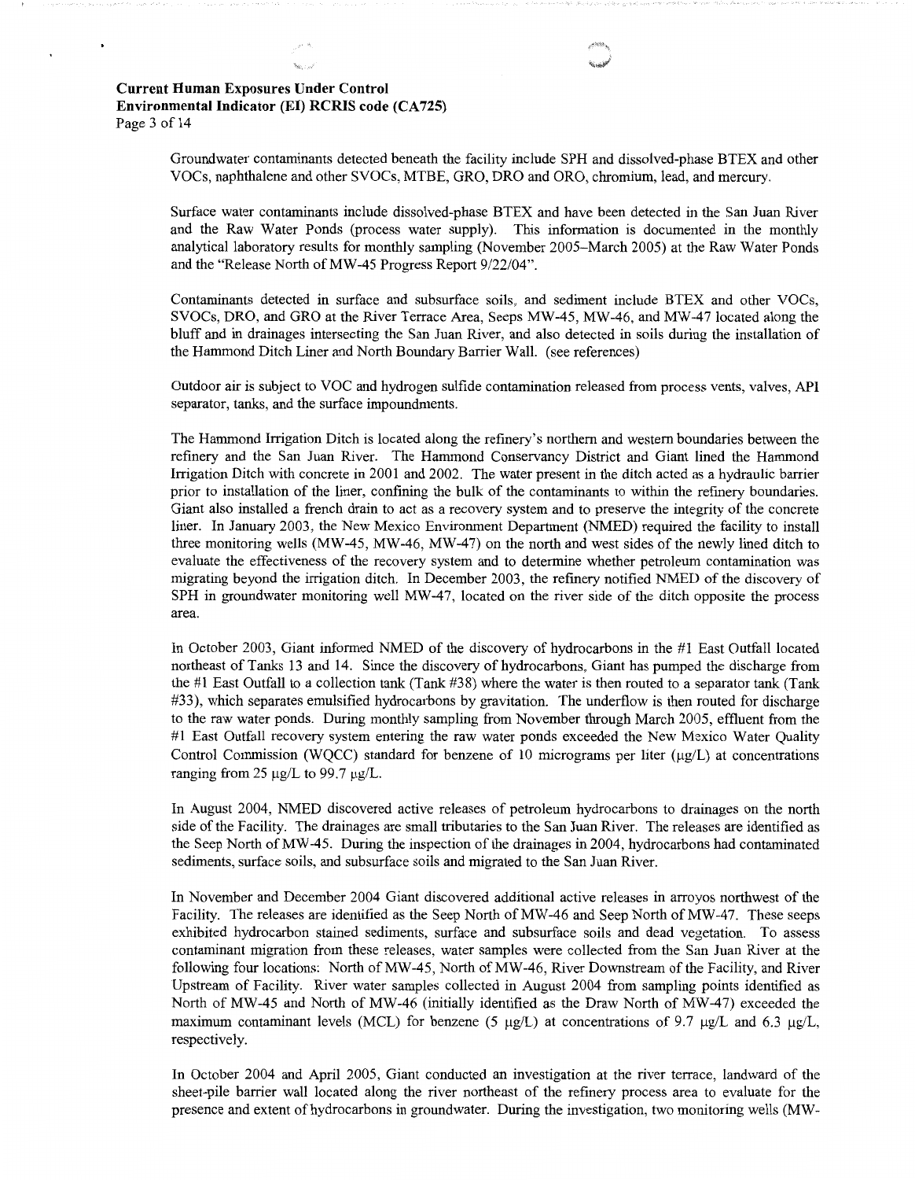Groundwater contaminants detected beneath the facility include SPH and dissolved-phase BTEX and other VOCs, naphthalene and other SVOCs, MTBE, GRO, DRO and ORO, chromium, lead, and mercury.

Surface water contaminants include dissolved-phase BTEX and have been detected in the San Juan River and the Raw Water Ponds (process water supply). This information is documented in the monthly analytical laboratory results for monthly sampling (November 2005–March 2005) at the Raw Water Ponds and the "Release North of MW-45 Progress Report 9/22/04".

Contaminants detected in surface and subsurface soils, and sediment include BTEX and other VOCs, SVOCs, DRO, and GRO at the River Terrace Area, Seeps MW-45, MW-46, and MW-47 located along the bluff and in drainages intersecting the San Juan River, and also detected in soils during the installation of the Hammond Ditch Liner and North Boundary Barrier Wall. (see references)

Outdoor air is subject to VOC and hydrogen sulfide contamination released from process vents, valves, API separator, tanks, and the surface impoundments.

The Hammond Irrigation Ditch is located along the refinery's northern and western boundaries between the refinery and the San Juan River. The Hammond Conservancy District and Giant lined the Hammond Irrigation Ditch with concrete in 2001 and 2002. The water present in the ditch acted as a hydraulic barrier prior to installation of the liner, confining the bulk of the contaminants to within the refinery boundaries. Giant also installed a french drain to act as a recovery system and to preserve the integrity of the concrete liner. In January 2003, the New Mexico Environment Department (NMED) required the facility to install three monitoring wells (MW-45, MW-46, MW-47) on the north and west sides of the newly lined ditch to evaluate the effectiveness of the recovery system and to determine whether petroleum contamination was migrating beyond the irrigation ditch. In December 2003, the refinery notified NMED of the discovery of SPH in groundwater monitoring well MW-47, located on the river side of the ditch opposite the process area.

In October 2003, Giant informed NMED of the discovery of hydrocarbons in the #1 East Outfall located northeast of Tanks 13 and 14. Since the discovery of hydrocarbons, Giant has pumped the discharge from the #1 East Outfall to a collection tank (Tank #38) where the water is then routed to a separator tank (Tank #33), which separates emulsified hydrocarbons by gravitation. The underflow is then routed for discharge to the raw water ponds. During monthly sampling from November through March 2005, effluent from the #1 East Outfall recovery system entering the raw water ponds exceeded the New Mexico Water Quality Control Commission (WQCC) standard for benzene of 10 micrograms per liter (μg/L) at concentrations ranging from 25 μg/L to 99.7 μg/L.

In August 2004, NMED discovered active releases of petroleum hydrocarbons to drainages on the north side of the Facility. The drainages are small tributaries to the San Juan River. The releases are identified as the Seep North of MW-45. During the inspection of the drainages in 2004, hydrocarbons had contaminated sediments, surface soils, and subsurface soils and migrated to the San Juan River.

In November and December 2004 Giant discovered additional active releases in arroyos northwest of the Facility. The releases are identified as the Seep North of MW-46 and Seep North of MW-47. These seeps exhibited hydrocarbon stained sediments, surface and subsurface soils and dead vegetation. To assess contaminant migration from these releases, water samples were collected from the San Juan River at the following four locations: North of MW-45, North of MW-46, River Downstream of the Facility, and River Upstream of Facility. River water samples collected in August 2004 from sampling points identified as North of MW-45 and North of MW-46 (initially identified as the Draw North of MW-47) exceeded the maximum contaminant levels (MCL) for benzene (5 μg/L) at concentrations of 9.7 μg/L and 6.3 μg/L, respectively.

In October 2004 and April 2005, Giant conducted an investigation at the river terrace, landward of the sheet-pile barrier wall located along the river northeast of the refinery process area to evaluate for the presence and extent of hydrocarbons in groundwater. During the investigation, two monitoring wells (MW-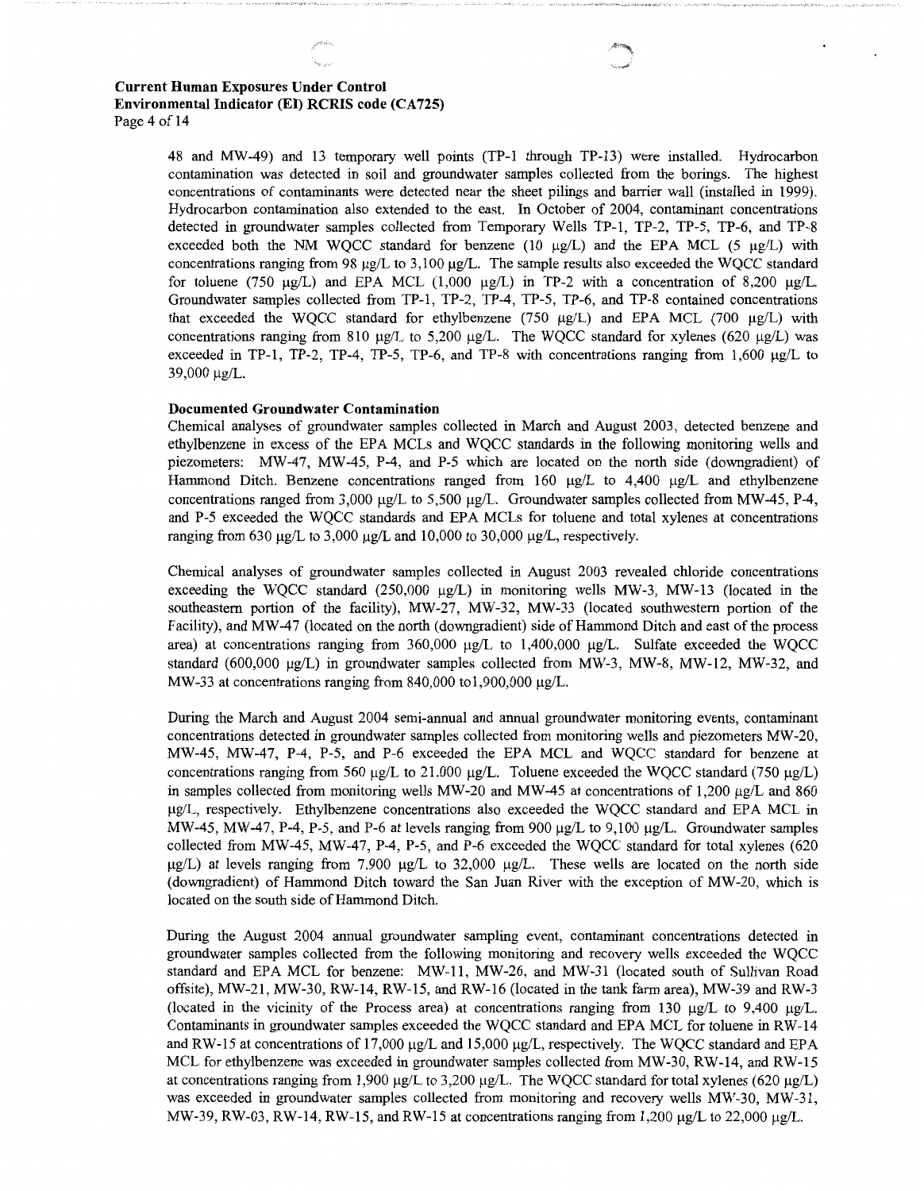48 and MW-49) and 13 temporary well points (TP-1 through TP-13) were installed. Hydrocarbon contamination was detected in soil and groundwater samples collected from the borings. The highest concentrations of contaminants were detected near the sheet pilings and barrier wall (installed in 1999). Hydrocarbon contamination also extended to the east. In October of 2004, contaminant concentrations detected in groundwater samples collected from Temporary Wells TP-1, TP-2, TP-5, TP-6, and TP-8 exceeded both the NM WQCC standard for benzene (10 μg/L) and the EPA MCL (5 μg/L) with concentrations ranging from 98 μg/L to 3,100 μg/L. The sample results also exceeded the WQCC standard for toluene (750 μg/L) and EPA MCL (1,000 μg/L) in TP-2 with a concentration of 8,200 μg/L. Groundwater samples collected from TP-1, TP-2, TP-4, TP-5, TP-6, and TP-8 contained concentrations that exceeded the WQCC standard for ethylbenzene (750 μg/L) and EPA MCL (700 μg/L) with concentrations ranging from 810 μg/L to 5,200 μg/L. The WQCC standard for xylenes (620 μg/L) was exceeded in TP-1, TP-2, TP-4, TP-5, TP-6, and TP-8 with concentrations ranging from 1,600 μg/L to 39,000 μg/L.

**Documented Groundwater Contamination**

Chemical analyses of groundwater samples collected in March and August 2003, detected benzene and ethylbenzene in excess of the EPA MCLs and WQCC standards in the following monitoring wells and piezometers: MW-47, MW-45, P-4, and P-5 which are located on the north side (downgradient) of Hammond Ditch. Benzene concentrations ranged from 160 μg/L to 4,400 μg/L and ethylbenzene concentrations ranged from 3,000 μg/L to 5,500 μg/L. Groundwater samples collected from MW-45, P-4, and P-5 exceeded the WQCC standards and EPA MCLs for toluene and total xylenes at concentrations ranging from 630 μg/L to 3,000 μg/L and 10,000 to 30,000 μg/L, respectively.

Chemical analyses of groundwater samples collected in August 2003 revealed chloride concentrations exceeding the WQCC standard (250,000 μg/L) in monitoring wells MW-3, MW-13 (located in the southeastern portion of the facility), MW-27, MW-32, MW-33 (located southwestern portion of the Facility), and MW-47 (located on the north (downgradient) side of Hammond Ditch and east of the process area) at concentrations ranging from 360,000 μg/L to 1,400,000 μg/L. Sulfate exceeded the WQCC standard (600,000 μg/L) in groundwater samples collected from MW-3, MW-8, MW-12, MW-32, and MW-33 at concentrations ranging from 840,000 to1,900,000 μg/L.

During the March and August 2004 semi-annual and annual groundwater monitoring events, contaminant concentrations detected in groundwater samples collected from monitoring wells and piezometers MW-20, MW-45, MW-47, P-4, P-5, and P-6 exceeded the EPA MCL and WQCC standard for benzene at concentrations ranging from 560 μg/L to 21,000 μg/L. Toluene exceeded the WQCC standard (750 μg/L) in samples collected from monitoring wells MW-20 and MW-45 at concentrations of 1,200 μg/L and 860 μg/L, respectively. Ethylbenzene concentrations also exceeded the WQCC standard and EPA MCL in MW-45, MW-47, P-4, P-5, and P-6 at levels ranging from 900 μg/L to 9,100 μg/L. Groundwater samples collected from MW-45, MW-47, P-4, P-5, and P-6 exceeded the WQCC standard for total xylenes (620 μg/L) at levels ranging from 7,900 μg/L to 32,000 μg/L. These wells are located on the north side (downgradient) of Hammond Ditch toward the San Juan River with the exception of MW-20, which is located on the south side of Hammond Ditch.

During the August 2004 annual groundwater sampling event, contaminant concentrations detected in groundwater samples collected from the following monitoring and recovery wells exceeded the WQCC standard and EPA MCL for benzene: MW-11, MW-26, and MW-31 (located south of Sullivan Road offsite), MW-21, MW-30, RW-14, RW-15, and RW-16 (located in the tank farm area), MW-39 and RW-3 (located in the vicinity of the Process area) at concentrations ranging from 130 μg/L to 9,400 μg/L. Contaminants in groundwater samples exceeded the WQCC standard and EPA MCL for toluene in RW-14 and RW-15 at concentrations of 17,000 μg/L and 15,000 μg/L, respectively. The WQCC standard and EPA MCL for ethylbenzene was exceeded in groundwater samples collected from MW-30, RW-14, and RW-15 at concentrations ranging from 1,900 μg/L to 3,200 μg/L. The WQCC standard for total xylenes (620 μg/L) was exceeded in groundwater samples collected from monitoring and recovery wells MW-30, MW-31, MW-39, RW-03, RW-14, RW-15, and RW-15 at concentrations ranging from 1,200 μg/L to 22,000 μg/L.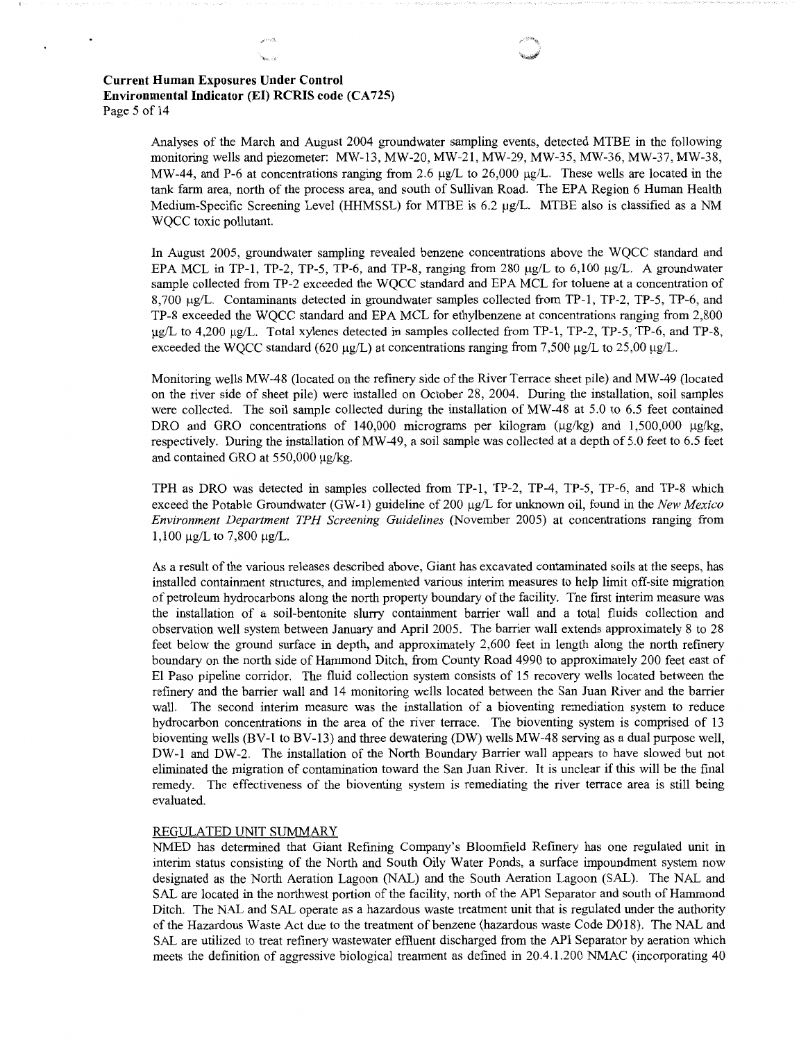Analyses of the March and August 2004 groundwater sampling events, detected MTBE in the following monitoring wells and piezometer: MW-13, MW-20, MW-21, MW-29, MW-35, MW-36, MW-37, MW-38, MW-44, and P-6 at concentrations ranging from 2.6 µg/L to 26,000 µg/L. These wells are located in the tank farm area, north of the process area, and south of Sullivan Road. The EPA Region 6 Human Health Medium-Specific Screening Level (HHMSSL) for MTBE is 6.2 µg/L. MTBE also is classified as a NM WQCC toxic pollutant.

In August 2005, groundwater sampling revealed benzene concentrations above the WQCC standard and EPA MCL in TP-1, TP-2, TP-5, TP-6, and TP-8, ranging from 280 µg/L to 6,100 µg/L. A groundwater sample collected from TP-2 exceeded the WQCC standard and EPA MCL for toluene at a concentration of 8,700 µg/L. Contaminants detected in groundwater samples collected from TP-1, TP-2, TP-5, TP-6, and TP-8 exceeded the WQCC standard and EPA MCL for ethylbenzene at concentrations ranging from 2,800 µg/L to 4,200 µg/L. Total xylenes detected in samples collected from TP-1, TP-2, TP-5, TP-6, and TP-8, exceeded the WQCC standard (620 µg/L) at concentrations ranging from 7,500 µg/L to 25,00 µg/L.

Monitoring wells MW-48 (located on the refinery side of the River Terrace sheet pile) and MW-49 (located on the river side of sheet pile) were installed on October 28, 2004. During the installation, soil samples were collected. The soil sample collected during the installation of MW-48 at 5.0 to 6.5 feet contained DRO and GRO concentrations of 140,000 micrograms per kilogram (µg/kg) and 1,500,000 µg/kg, respectively. During the installation of MW-49, a soil sample was collected at a depth of 5.0 feet to 6.5 feet and contained GRO at 550,000 µg/kg.

TPH as DRO was detected in samples collected from TP-1, TP-2, TP-4, TP-5, TP-6, and TP-8 which exceed the Potable Groundwater (GW-1) guideline of 200 µg/L for unknown oil, found in the *New Mexico Environment Department TPH Screening Guidelines* (November 2005) at concentrations ranging from 1,100 µg/L to 7,800 µg/L.

As a result of the various releases described above, Giant has excavated contaminated soils at the seeps, has installed containment structures, and implemented various interim measures to help limit off-site migration of petroleum hydrocarbons along the north property boundary of the facility. The first interim measure was the installation of a soil-bentonite slurry containment barrier wall and a total fluids collection and observation well system between January and April 2005. The barrier wall extends approximately 8 to 28 feet below the ground surface in depth, and approximately 2,600 feet in length along the north refinery boundary on the north side of Hammond Ditch, from County Road 4990 to approximately 200 feet east of El Paso pipeline corridor. The fluid collection system consists of 15 recovery wells located between the refinery and the barrier wall and 14 monitoring wells located between the San Juan River and the barrier wall. The second interim measure was the installation of a bioventing remediation system to reduce hydrocarbon concentrations in the area of the river terrace. The bioventing system is comprised of 13 bioventing wells (BV-1 to BV-13) and three dewatering (DW) wells MW-48 serving as a dual purpose well, DW-1 and DW-2. The installation of the North Boundary Barrier wall appears to have slowed but not eliminated the migration of contamination toward the San Juan River. It is unclear if this will be the final remedy. The effectiveness of the bioventing system is remediating the river terrace area is still being evaluated.

REGULATED UNIT SUMMARY

NMED has determined that Giant Refining Company's Bloomfield Refinery has one regulated unit in interim status consisting of the North and South Oily Water Ponds, a surface impoundment system now designated as the North Aeration Lagoon (NAL) and the South Aeration Lagoon (SAL). The NAL and SAL are located in the northwest portion of the facility, north of the API Separator and south of Hammond Ditch. The NAL and SAL operate as a hazardous waste treatment unit that is regulated under the authority of the Hazardous Waste Act due to the treatment of benzene (hazardous waste Code D018). The NAL and SAL are utilized to treat refinery wastewater effluent discharged from the API Separator by aeration which meets the definition of aggressive biological treatment as defined in 20.4.1.200 NMAC (incorporating 40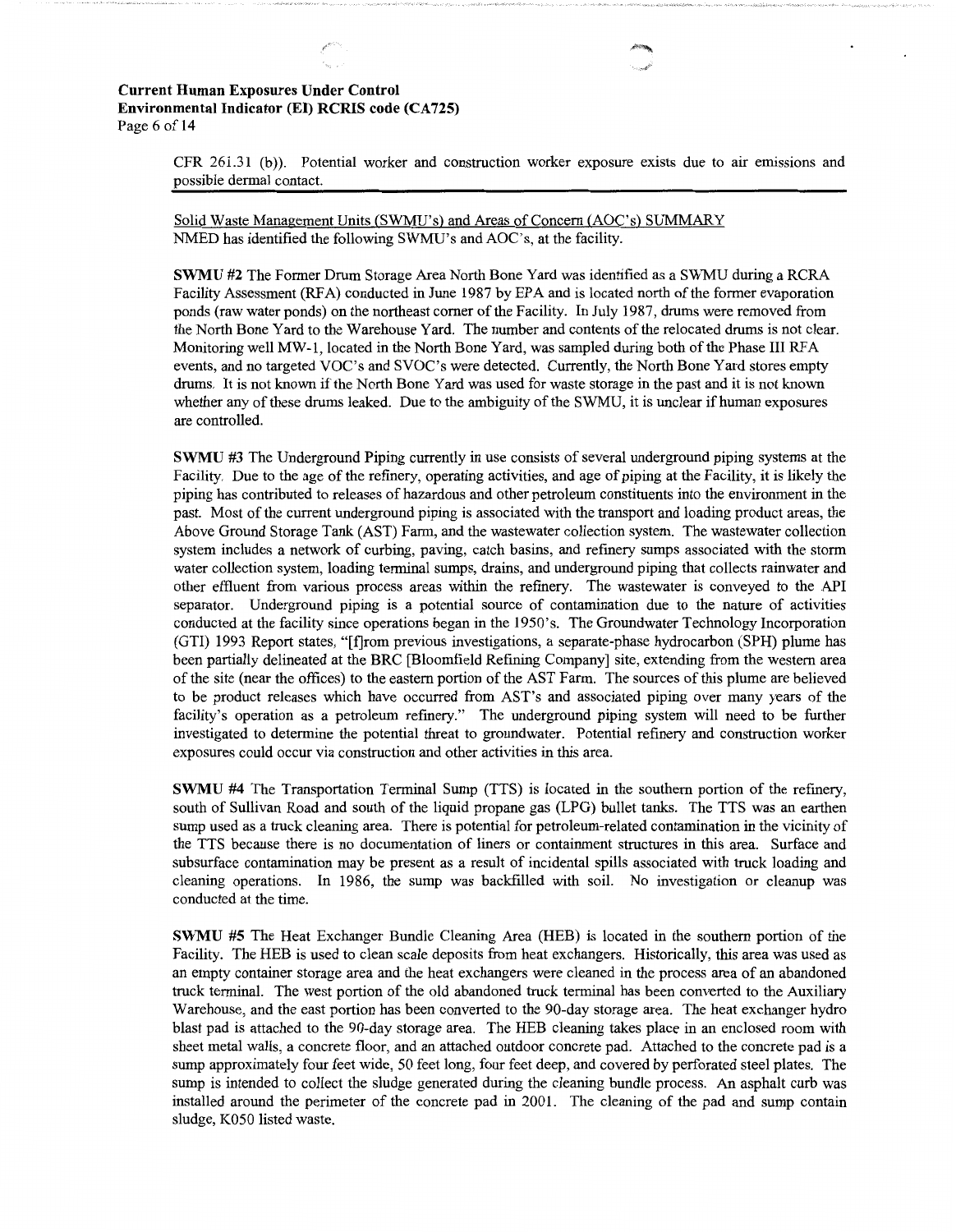CFR 261.31 (b)). Potential worker and construction worker exposure exists due to air emissions and possible dermal contact.

Solid Waste Management Units (SWMU's) and Areas of Concern (AOC's) SUMMARY
NMED has identified the following SWMU's and AOC's, at the facility.

**SWMU #2** The Former Drum Storage Area North Bone Yard was identified as a SWMU during a RCRA Facility Assessment (RFA) conducted in June 1987 by EPA and is located north of the former evaporation ponds (raw water ponds) on the northeast corner of the Facility. In July 1987, drums were removed from the North Bone Yard to the Warehouse Yard. The number and contents of the relocated drums is not clear. Monitoring well MW-1, located in the North Bone Yard, was sampled during both of the Phase III RFA events, and no targeted VOC's and SVOC's were detected. Currently, the North Bone Yard stores empty drums. It is not known if the North Bone Yard was used for waste storage in the past and it is not known whether any of these drums leaked. Due to the ambiguity of the SWMU, it is unclear if human exposures are controlled.

**SWMU #3** The Underground Piping currently in use consists of several underground piping systems at the Facility. Due to the age of the refinery, operating activities, and age of piping at the Facility, it is likely the piping has contributed to releases of hazardous and other petroleum constituents into the environment in the past. Most of the current underground piping is associated with the transport and loading product areas, the Above Ground Storage Tank (AST) Farm, and the wastewater collection system. The wastewater collection system includes a network of curbing, paving, catch basins, and refinery sumps associated with the storm water collection system, loading terminal sumps, drains, and underground piping that collects rainwater and other effluent from various process areas within the refinery. The wastewater is conveyed to the API separator. Underground piping is a potential source of contamination due to the nature of activities conducted at the facility since operations began in the 1950's. The Groundwater Technology Incorporation (GTI) 1993 Report states, "[f]rom previous investigations, a separate-phase hydrocarbon (SPH) plume has been partially delineated at the BRC [Bloomfield Refining Company] site, extending from the western area of the site (near the offices) to the eastern portion of the AST Farm. The sources of this plume are believed to be product releases which have occurred from AST's and associated piping over many years of the facility's operation as a petroleum refinery." The underground piping system will need to be further investigated to determine the potential threat to groundwater. Potential refinery and construction worker exposures could occur via construction and other activities in this area.

**SWMU #4** The Transportation Terminal Sump (TTS) is located in the southern portion of the refinery, south of Sullivan Road and south of the liquid propane gas (LPG) bullet tanks. The TTS was an earthen sump used as a truck cleaning area. There is potential for petroleum-related contamination in the vicinity of the TTS because there is no documentation of liners or containment structures in this area. Surface and subsurface contamination may be present as a result of incidental spills associated with truck loading and cleaning operations. In 1986, the sump was backfilled with soil. No investigation or cleanup was conducted at the time.

**SWMU #5** The Heat Exchanger Bundle Cleaning Area (HEB) is located in the southern portion of the Facility. The HEB is used to clean scale deposits from heat exchangers. Historically, this area was used as an empty container storage area and the heat exchangers were cleaned in the process area of an abandoned truck terminal. The west portion of the old abandoned truck terminal has been converted to the Auxiliary Warehouse, and the east portion has been converted to the 90-day storage area. The heat exchanger hydro blast pad is attached to the 90-day storage area. The HEB cleaning takes place in an enclosed room with sheet metal walls, a concrete floor, and an attached outdoor concrete pad. Attached to the concrete pad is a sump approximately four feet wide, 50 feet long, four feet deep, and covered by perforated steel plates. The sump is intended to collect the sludge generated during the cleaning bundle process. An asphalt curb was installed around the perimeter of the concrete pad in 2001. The cleaning of the pad and sump contain sludge, K050 listed waste.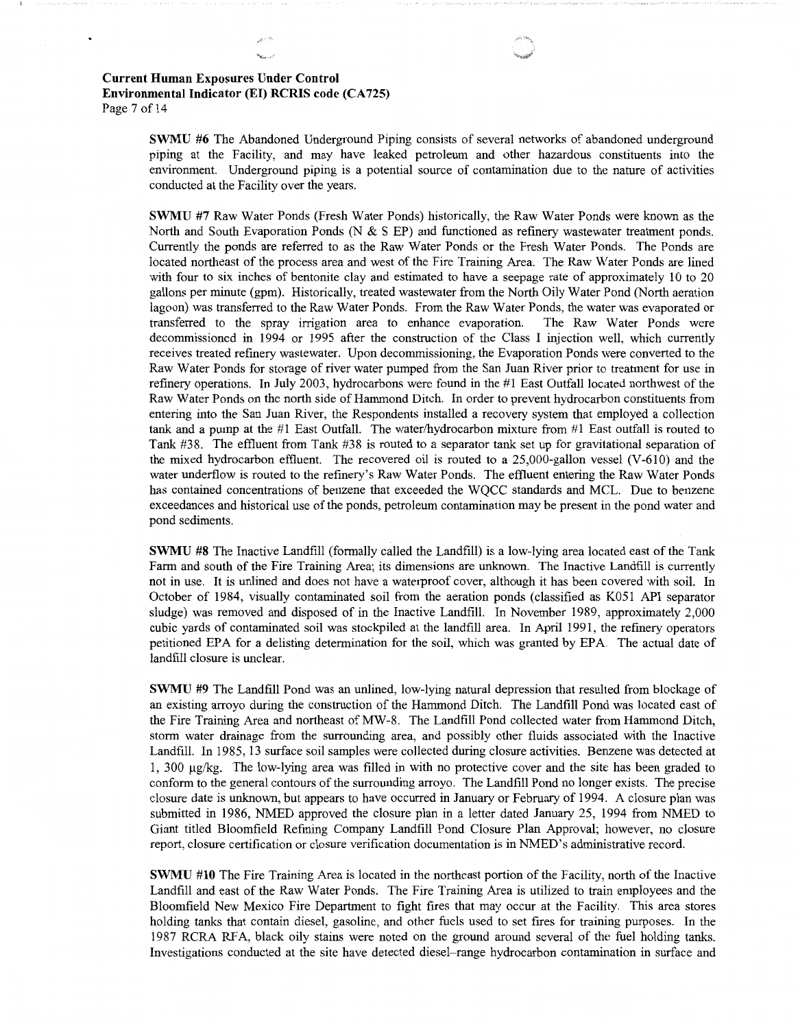**SWMU #6** The Abandoned Underground Piping consists of several networks of abandoned underground piping at the Facility, and may have leaked petroleum and other hazardous constituents into the environment. Underground piping is a potential source of contamination due to the nature of activities conducted at the Facility over the years.

**SWMU #7** Raw Water Ponds (Fresh Water Ponds) historically, the Raw Water Ponds were known as the North and South Evaporation Ponds (N & S EP) and functioned as refinery wastewater treatment ponds. Currently the ponds are referred to as the Raw Water Ponds or the Fresh Water Ponds. The Ponds are located northeast of the process area and west of the Fire Training Area. The Raw Water Ponds are lined with four to six inches of bentonite clay and estimated to have a seepage rate of approximately 10 to 20 gallons per minute (gpm). Historically, treated wastewater from the North Oily Water Pond (North aeration lagoon) was transferred to the Raw Water Ponds. From the Raw Water Ponds, the water was evaporated or transferred to the spray irrigation area to enhance evaporation. The Raw Water Ponds were decommissioned in 1994 or 1995 after the construction of the Class I injection well, which currently receives treated refinery wastewater. Upon decommissioning, the Evaporation Ponds were converted to the Raw Water Ponds for storage of river water pumped from the San Juan River prior to treatment for use in refinery operations. In July 2003, hydrocarbons were found in the #1 East Outfall located northwest of the Raw Water Ponds on the north side of Hammond Ditch. In order to prevent hydrocarbon constituents from entering into the San Juan River, the Respondents installed a recovery system that employed a collection tank and a pump at the #1 East Outfall. The water/hydrocarbon mixture from #1 East outfall is routed to Tank #38. The effluent from Tank #38 is routed to a separator tank set up for gravitational separation of the mixed hydrocarbon effluent. The recovered oil is routed to a 25,000-gallon vessel (V-610) and the water underflow is routed to the refinery's Raw Water Ponds. The effluent entering the Raw Water Ponds has contained concentrations of benzene that exceeded the WQCC standards and MCL. Due to benzene exceedances and historical use of the ponds, petroleum contamination may be present in the pond water and pond sediments.

**SWMU #8** The Inactive Landfill (formally called the Landfill) is a low-lying area located east of the Tank Farm and south of the Fire Training Area; its dimensions are unknown. The Inactive Landfill is currently not in use. It is unlined and does not have a waterproof cover, although it has been covered with soil. In October of 1984, visually contaminated soil from the aeration ponds (classified as K051 API separator sludge) was removed and disposed of in the Inactive Landfill. In November 1989, approximately 2,000 cubic yards of contaminated soil was stockpiled at the landfill area. In April 1991, the refinery operators petitioned EPA for a delisting determination for the soil, which was granted by EPA. The actual date of landfill closure is unclear.

**SWMU #9** The Landfill Pond was an unlined, low-lying natural depression that resulted from blockage of an existing arroyo during the construction of the Hammond Ditch. The Landfill Pond was located east of the Fire Training Area and northeast of MW-8. The Landfill Pond collected water from Hammond Ditch, storm water drainage from the surrounding area, and possibly other fluids associated with the Inactive Landfill. In 1985, 13 surface soil samples were collected during closure activities. Benzene was detected at 1, 300 µg/kg. The low-lying area was filled in with no protective cover and the site has been graded to conform to the general contours of the surrounding arroyo. The Landfill Pond no longer exists. The precise closure date is unknown, but appears to have occurred in January or February of 1994. A closure plan was submitted in 1986, NMED approved the closure plan in a letter dated January 25, 1994 from NMED to Giant titled Bloomfield Refining Company Landfill Pond Closure Plan Approval; however, no closure report, closure certification or closure verification documentation is in NMED's administrative record.

**SWMU #10** The Fire Training Area is located in the northeast portion of the Facility, north of the Inactive Landfill and east of the Raw Water Ponds. The Fire Training Area is utilized to train employees and the Bloomfield New Mexico Fire Department to fight fires that may occur at the Facility. This area stores holding tanks that contain diesel, gasoline, and other fuels used to set fires for training purposes. In the 1987 RCRA RFA, black oily stains were noted on the ground around several of the fuel holding tanks. Investigations conducted at the site have detected diesel–range hydrocarbon contamination in surface and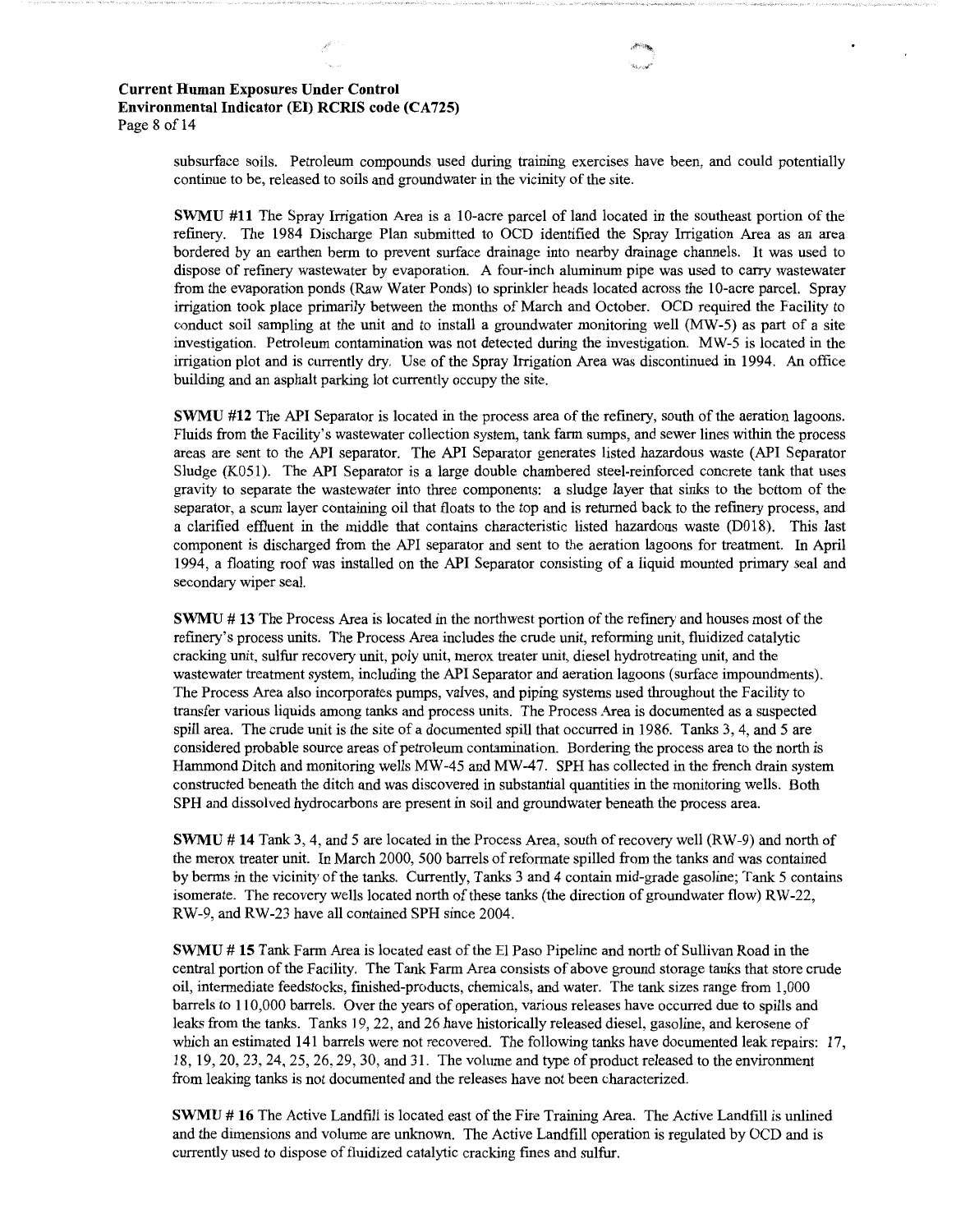subsurface soils. Petroleum compounds used during training exercises have been, and could potentially continue to be, released to soils and groundwater in the vicinity of the site.

**SWMU #11** The Spray Irrigation Area is a 10-acre parcel of land located in the southeast portion of the refinery. The 1984 Discharge Plan submitted to OCD identified the Spray Irrigation Area as an area bordered by an earthen berm to prevent surface drainage into nearby drainage channels. It was used to dispose of refinery wastewater by evaporation. A four-inch aluminum pipe was used to carry wastewater from the evaporation ponds (Raw Water Ponds) to sprinkler heads located across the 10-acre parcel. Spray irrigation took place primarily between the months of March and October. OCD required the Facility to conduct soil sampling at the unit and to install a groundwater monitoring well (MW-5) as part of a site investigation. Petroleum contamination was not detected during the investigation. MW-5 is located in the irrigation plot and is currently dry. Use of the Spray Irrigation Area was discontinued in 1994. An office building and an asphalt parking lot currently occupy the site.

**SWMU #12** The API Separator is located in the process area of the refinery, south of the aeration lagoons. Fluids from the Facility's wastewater collection system, tank farm sumps, and sewer lines within the process areas are sent to the API separator. The API Separator generates listed hazardous waste (API Separator Sludge (K051). The API Separator is a large double chambered steel-reinforced concrete tank that uses gravity to separate the wastewater into three components: a sludge layer that sinks to the bottom of the separator, a scum layer containing oil that floats to the top and is returned back to the refinery process, and a clarified effluent in the middle that contains characteristic listed hazardous waste (D018). This last component is discharged from the API separator and sent to the aeration lagoons for treatment. In April 1994, a floating roof was installed on the API Separator consisting of a liquid mounted primary seal and secondary wiper seal.

**SWMU # 13** The Process Area is located in the northwest portion of the refinery and houses most of the refinery's process units. The Process Area includes the crude unit, reforming unit, fluidized catalytic cracking unit, sulfur recovery unit, poly unit, merox treater unit, diesel hydrotreating unit, and the wastewater treatment system, including the API Separator and aeration lagoons (surface impoundments). The Process Area also incorporates pumps, valves, and piping systems used throughout the Facility to transfer various liquids among tanks and process units. The Process Area is documented as a suspected spill area. The crude unit is the site of a documented spill that occurred in 1986. Tanks 3, 4, and 5 are considered probable source areas of petroleum contamination. Bordering the process area to the north is Hammond Ditch and monitoring wells MW-45 and MW-47. SPH has collected in the french drain system constructed beneath the ditch and was discovered in substantial quantities in the monitoring wells. Both SPH and dissolved hydrocarbons are present in soil and groundwater beneath the process area.

**SWMU # 14** Tank 3, 4, and 5 are located in the Process Area, south of recovery well (RW-9) and north of the merox treater unit. In March 2000, 500 barrels of reformate spilled from the tanks and was contained by berms in the vicinity of the tanks. Currently, Tanks 3 and 4 contain mid-grade gasoline; Tank 5 contains isomerate. The recovery wells located north of these tanks (the direction of groundwater flow) RW-22, RW-9, and RW-23 have all contained SPH since 2004.

**SWMU # 15** Tank Farm Area is located east of the El Paso Pipeline and north of Sullivan Road in the central portion of the Facility. The Tank Farm Area consists of above ground storage tanks that store crude oil, intermediate feedstocks, finished-products, chemicals, and water. The tank sizes range from 1,000 barrels to 110,000 barrels. Over the years of operation, various releases have occurred due to spills and leaks from the tanks. Tanks 19, 22, and 26 have historically released diesel, gasoline, and kerosene of which an estimated 141 barrels were not recovered. The following tanks have documented leak repairs: 17, 18, 19, 20, 23, 24, 25, 26, 29, 30, and 31. The volume and type of product released to the environment from leaking tanks is not documented and the releases have not been characterized.

**SWMU # 16** The Active Landfill is located east of the Fire Training Area. The Active Landfill is unlined and the dimensions and volume are unknown. The Active Landfill operation is regulated by OCD and is currently used to dispose of fluidized catalytic cracking fines and sulfur.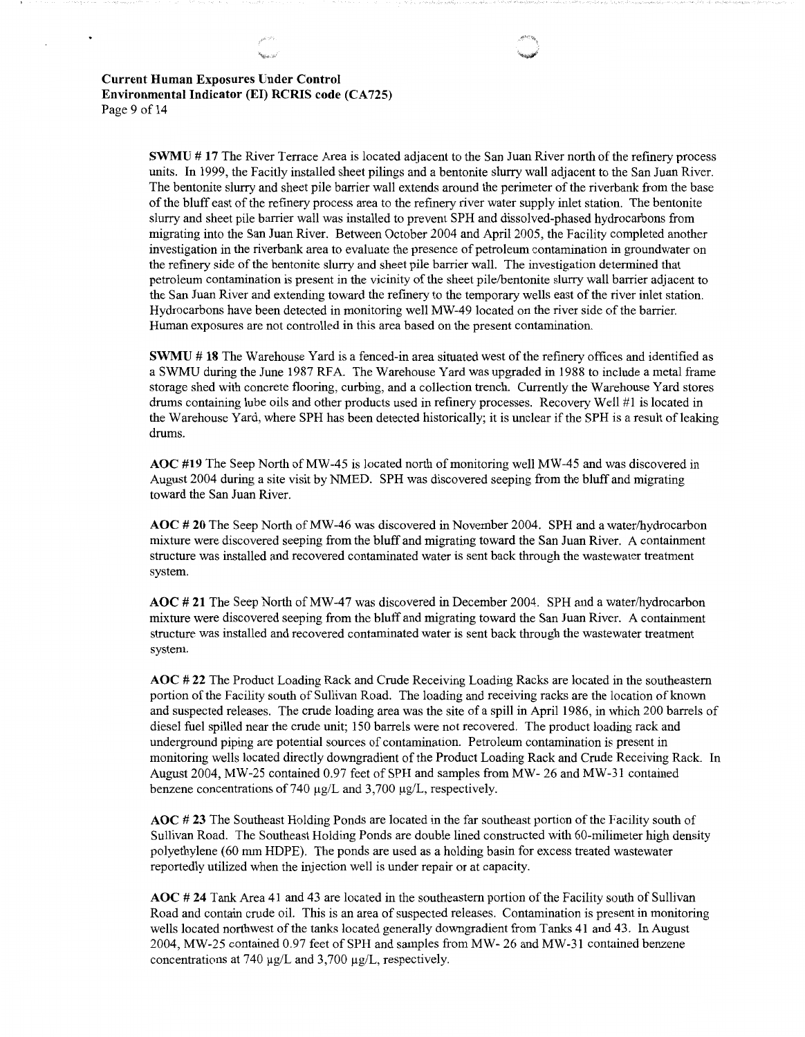**SWMU # 17** The River Terrace Area is located adjacent to the San Juan River north of the refinery process units. In 1999, the Facitly installed sheet pilings and a bentonite slurry wall adjacent to the San Juan River. The bentonite slurry and sheet pile barrier wall extends around the perimeter of the riverbank from the base of the bluff east of the refinery process area to the refinery river water supply inlet station. The bentonite slurry and sheet pile barrier wall was installed to prevent SPH and dissolved-phased hydrocarbons from migrating into the San Juan River. Between October 2004 and April 2005, the Facility completed another investigation in the riverbank area to evaluate the presence of petroleum contamination in groundwater on the refinery side of the bentonite slurry and sheet pile barrier wall. The investigation determined that petroleum contamination is present in the vicinity of the sheet pile/bentonite slurry wall barrier adjacent to the San Juan River and extending toward the refinery to the temporary wells east of the river inlet station. Hydrocarbons have been detected in monitoring well MW-49 located on the river side of the barrier. Human exposures are not controlled in this area based on the present contamination.

**SWMU # 18** The Warehouse Yard is a fenced-in area situated west of the refinery offices and identified as a SWMU during the June 1987 RFA. The Warehouse Yard was upgraded in 1988 to include a metal frame storage shed with concrete flooring, curbing, and a collection trench. Currently the Warehouse Yard stores drums containing lube oils and other products used in refinery processes. Recovery Well #1 is located in the Warehouse Yard, where SPH has been detected historically; it is unclear if the SPH is a result of leaking drums.

**AOC #19** The Seep North of MW-45 is located north of monitoring well MW-45 and was discovered in August 2004 during a site visit by NMED. SPH was discovered seeping from the bluff and migrating toward the San Juan River.

**AOC # 20** The Seep North of MW-46 was discovered in November 2004. SPH and a water/hydrocarbon mixture were discovered seeping from the bluff and migrating toward the San Juan River. A containment structure was installed and recovered contaminated water is sent back through the wastewater treatment system.

**AOC # 21** The Seep North of MW-47 was discovered in December 2004. SPH and a water/hydrocarbon mixture were discovered seeping from the bluff and migrating toward the San Juan River. A containment structure was installed and recovered contaminated water is sent back through the wastewater treatment system.

**AOC # 22** The Product Loading Rack and Crude Receiving Loading Racks are located in the southeastern portion of the Facility south of Sullivan Road. The loading and receiving racks are the location of known and suspected releases. The crude loading area was the site of a spill in April 1986, in which 200 barrels of diesel fuel spilled near the crude unit; 150 barrels were not recovered. The product loading rack and underground piping are potential sources of contamination. Petroleum contamination is present in monitoring wells located directly downgradient of the Product Loading Rack and Crude Receiving Rack. In August 2004, MW-25 contained 0.97 feet of SPH and samples from MW- 26 and MW-31 contained benzene concentrations of 740 µg/L and 3,700 µg/L, respectively.

**AOC # 23** The Southeast Holding Ponds are located in the far southeast portion of the Facility south of Sullivan Road. The Southeast Holding Ponds are double lined constructed with 60-milimeter high density polyethylene (60 mm HDPE). The ponds are used as a holding basin for excess treated wastewater reportedly utilized when the injection well is under repair or at capacity.

**AOC # 24** Tank Area 41 and 43 are located in the southeastern portion of the Facility south of Sullivan Road and contain crude oil. This is an area of suspected releases. Contamination is present in monitoring wells located northwest of the tanks located generally downgradient from Tanks 41 and 43. In August 2004, MW-25 contained 0.97 feet of SPH and samples from MW- 26 and MW-31 contained benzene concentrations at 740 µg/L and 3,700 µg/L, respectively.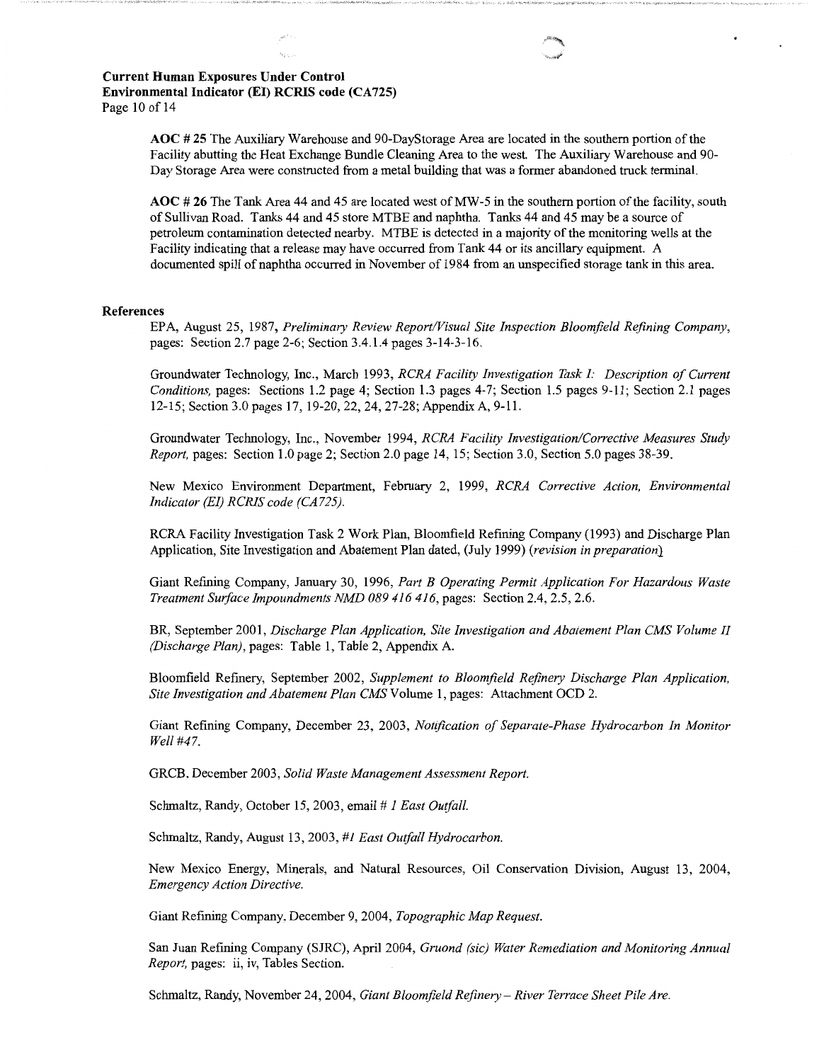**AOC # 25** The Auxiliary Warehouse and 90-DayStorage Area are located in the southern portion of the Facility abutting the Heat Exchange Bundle Cleaning Area to the west. The Auxiliary Warehouse and 90-Day Storage Area were constructed from a metal building that was a former abandoned truck terminal.

**AOC # 26** The Tank Area 44 and 45 are located west of MW-5 in the southern portion of the facility, south of Sullivan Road. Tanks 44 and 45 store MTBE and naphtha. Tanks 44 and 45 may be a source of petroleum contamination detected nearby. MTBE is detected in a majority of the monitoring wells at the Facility indicating that a release may have occurred from Tank 44 or its ancillary equipment. A documented spill of naphtha occurred in November of 1984 from an unspecified storage tank in this area.

## References

EPA, August 25, 1987, *Preliminary Review Report/Visual Site Inspection Bloomfield Refining Company*, pages: Section 2.7 page 2-6; Section 3.4.1.4 pages 3-14-3-16.

Groundwater Technology, Inc., March 1993, *RCRA Facility Investigation Task I: Description of Current Conditions,* pages: Sections 1.2 page 4; Section 1.3 pages 4-7; Section 1.5 pages 9-11; Section 2.1 pages 12-15; Section 3.0 pages 17, 19-20, 22, 24, 27-28; Appendix A, 9-11.

Groundwater Technology, Inc., November 1994, *RCRA Facility Investigation/Corrective Measures Study Report,* pages: Section 1.0 page 2; Section 2.0 page 14, 15; Section 3.0, Section 5.0 pages 38-39.

New Mexico Environment Department, February 2, 1999, *RCRA Corrective Action, Environmental Indicator (EI) RCRIS code (CA725).*

RCRA Facility Investigation Task 2 Work Plan, Bloomfield Refining Company (1993) and Discharge Plan Application, Site Investigation and Abatement Plan dated, (July 1999) (*revision in preparation*)

Giant Refining Company, January 30, 1996, *Part B Operating Permit Application For Hazardous Waste Treatment Surface Impoundments NMD 089 416 416*, pages: Section 2.4, 2.5, 2.6.

BR, September 2001, *Discharge Plan Application, Site Investigation and Abatement Plan CMS Volume II (Discharge Plan)*, pages: Table 1, Table 2, Appendix A.

Bloomfield Refinery, September 2002, *Supplement to Bloomfield Refinery Discharge Plan Application, Site Investigation and Abatement Plan CMS* Volume 1, pages: Attachment OCD 2.

Giant Refining Company, December 23, 2003, *Notification of Separate-Phase Hydrocarbon In Monitor Well #47.*

GRCB, December 2003, *Solid Waste Management Assessment Report.*

Schmaltz, Randy, October 15, 2003, email *# 1 East Outfall.*

Schmaltz, Randy, August 13, 2003, *#1 East Outfall Hydrocarbon.*

New Mexico Energy, Minerals, and Natural Resources, Oil Conservation Division, August 13, 2004, *Emergency Action Directive.*

Giant Refining Company, December 9, 2004, *Topographic Map Request.*

San Juan Refining Company (SJRC), April 2004, *Gruond (sic) Water Remediation and Monitoring Annual Report,* pages: ii, iv, Tables Section.

Schmaltz, Randy, November 24, 2004, *Giant Bloomfield Refinery – River Terrace Sheet Pile Are.*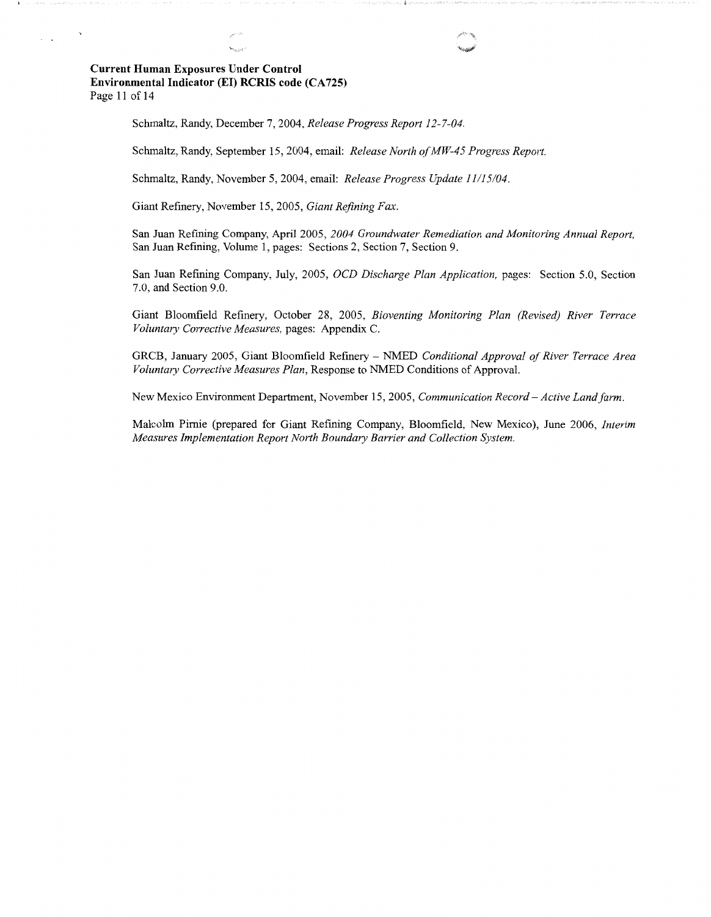Schmaltz, Randy, December 7, 2004, *Release Progress Report 12-7-04.*

Schmaltz, Randy, September 15, 2004, email: *Release North of MW-45 Progress Report.*

Schmaltz, Randy, November 5, 2004, email: *Release Progress Update 11/15/04.*

Giant Refinery, November 15, 2005, *Giant Refining Fax.*

San Juan Refining Company, April 2005, *2004 Groundwater Remediation and Monitoring Annual Report,* San Juan Refining, Volume 1, pages: Sections 2, Section 7, Section 9.

San Juan Refining Company, July, 2005, *OCD Discharge Plan Application,* pages: Section 5.0, Section 7.0, and Section 9.0.

Giant Bloomfield Refinery, October 28, 2005, *Bioventing Monitoring Plan (Revised) River Terrace Voluntary Corrective Measures,* pages: Appendix C.

GRCB, January 2005, Giant Bloomfield Refinery – NMED *Conditional Approval of River Terrace Area Voluntary Corrective Measures Plan,* Response to NMED Conditions of Approval.

New Mexico Environment Department, November 15, 2005, *Communication Record – Active Landfarm.*

Malcolm Pirnie (prepared for Giant Refining Company, Bloomfield, New Mexico), June 2006, *Interim Measures Implementation Report North Boundary Barrier and Collection System.*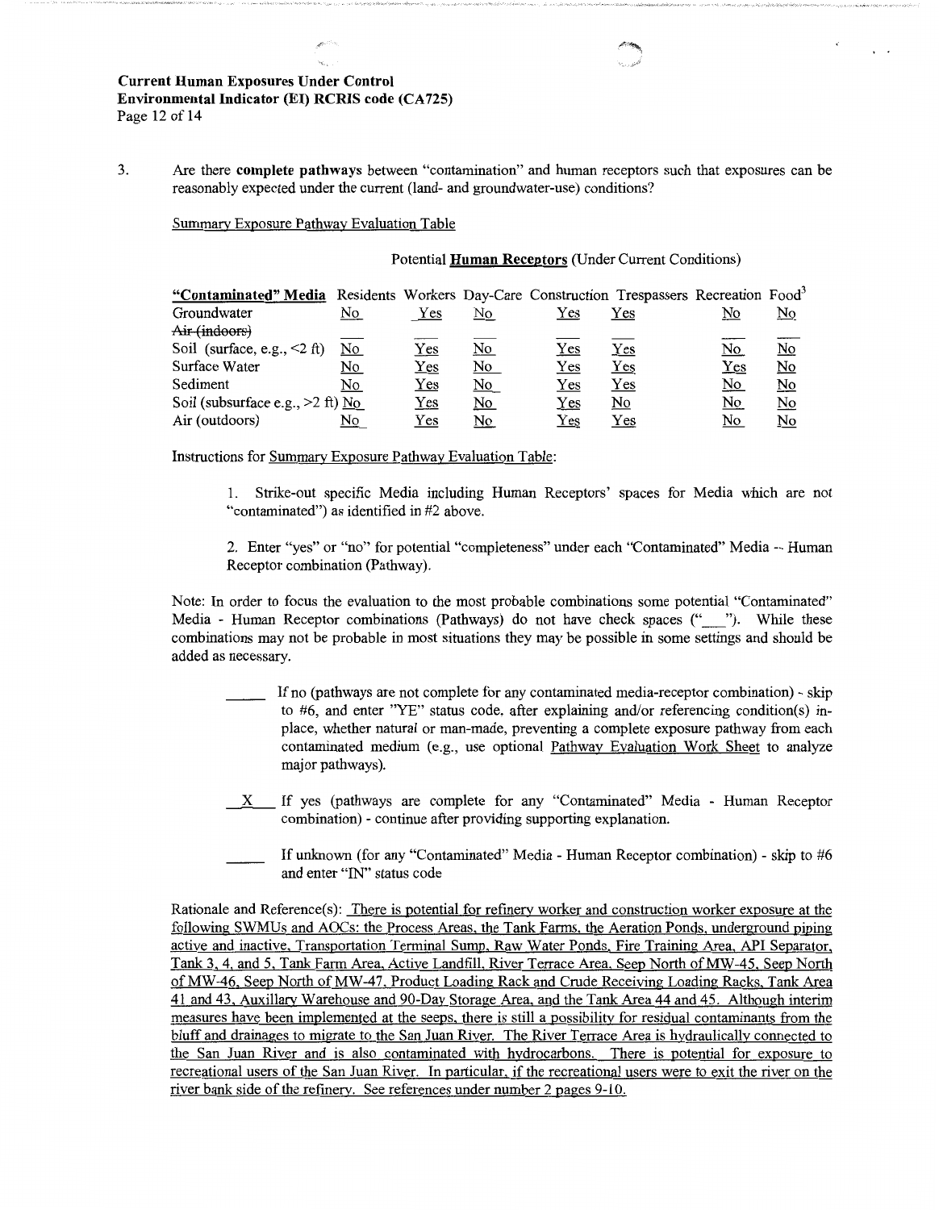**Current Human Exposures Under Control**
**Environmental Indicator (EI) RCRIS code (CA725)**

3. Are there **complete pathways** between "contamination" and human receptors such that exposures can be reasonably expected under the current (land- and groundwater-use) conditions?

Summary Exposure Pathway Evaluation Table

Potential **Human Receptors** (Under Current Conditions)

| "Contaminated" Media | Residents | Workers | Day-Care | Construction | Trespassers | Recreation | Food[3] |
|---|---|---|---|---|---|---|---|
| Groundwater | No | Yes | No | Yes | Yes | No | No |
| ~~Air (indoors)~~ | ___ | ___ | ___ | ___ | ___ | ___ | ___ |
| Soil (surface, e.g., <2 ft) | No | Yes | No | Yes | Yes | No | No |
| Surface Water | No | Yes | No | Yes | Yes | Yes | No |
| Sediment | No | Yes | No | Yes | Yes | No | No |
| Soil (subsurface e.g., >2 ft) | No | Yes | No | Yes | No | No | No |
| Air (outdoors) | No | Yes | No | Yes | Yes | No | No |

Instructions for Summary Exposure Pathway Evaluation Table:

1. Strike-out specific Media including Human Receptors' spaces for Media which are not "contaminated") as identified in #2 above.

2. Enter "yes" or "no" for potential "completeness" under each "Contaminated" Media -- Human Receptor combination (Pathway).

Note: In order to focus the evaluation to the most probable combinations some potential "Contaminated" Media - Human Receptor combinations (Pathways) do not have check spaces ("___"). While these combinations may not be probable in most situations they may be possible in some settings and should be added as necessary.

_____ If no (pathways are not complete for any contaminated media-receptor combination) - skip to #6, and enter "YE" status code, after explaining and/or referencing condition(s) in-place, whether natural or man-made, preventing a complete exposure pathway from each contaminated medium (e.g., use optional Pathway Evaluation Work Sheet to analyze major pathways).

__X__ If yes (pathways are complete for any "Contaminated" Media - Human Receptor combination) - continue after providing supporting explanation.

_____ If unknown (for any "Contaminated" Media - Human Receptor combination) - skip to #6 and enter "IN" status code

Rationale and Reference(s): There is potential for refinery worker and construction worker exposure at the following SWMUs and AOCs: the Process Areas, the Tank Farms, the Aeration Ponds, underground piping active and inactive, Transportation Terminal Sump, Raw Water Ponds, Fire Training Area, API Separator, Tank 3, 4, and 5, Tank Farm Area, Active Landfill, River Terrace Area, Seep North of MW-45, Seep North of MW-46, Seep North of MW-47, Product Loading Rack and Crude Receiving Loading Racks, Tank Area 41 and 43, Auxillary Warehouse and 90-Day Storage Area, and the Tank Area 44 and 45. Although interim measures have been implemented at the seeps, there is still a possibility for residual contaminants from the bluff and drainages to migrate to the San Juan River. The River Terrace Area is hydraulically connected to the San Juan River and is also contaminated with hydrocarbons. There is potential for exposure to recreational users of the San Juan River. In particular, if the recreational users were to exit the river on the river bank side of the refinery. See references under number 2 pages 9-10.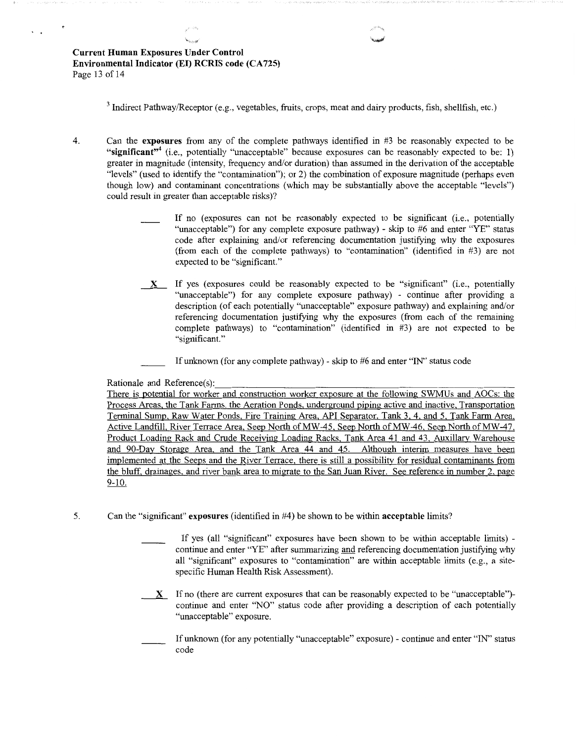[3] Indirect Pathway/Receptor (e.g., vegetables, fruits, crops, meat and dairy products, fish, shellfish, etc.)

4. Can the **exposures** from any of the complete pathways identified in #3 be reasonably expected to be **"significant"**[4] (i.e., potentially "unacceptable" because exposures can be reasonably expected to be: 1) greater in magnitude (intensity, frequency and/or duration) than assumed in the derivation of the acceptable "levels" (used to identify the "contamination"); or 2) the combination of exposure magnitude (perhaps even though low) and contaminant concentrations (which may be substantially above the acceptable "levels") could result in greater than acceptable risks)?

   ____ If no (exposures can not be reasonably expected to be significant (i.e., potentially "unacceptable") for any complete exposure pathway) - skip to #6 and enter "YE" status code after explaining and/or referencing documentation justifying why the exposures (from each of the complete pathways) to "contamination" (identified in #3) are not expected to be "significant."

   __X__ If yes (exposures could be reasonably expected to be "significant" (i.e., potentially "unacceptable") for any complete exposure pathway) - continue after providing a description (of each potentially "unacceptable" exposure pathway) and explaining and/or referencing documentation justifying why the exposures (from each of the remaining complete pathways) to "contamination" (identified in #3) are not expected to be "significant."

   ____ If unknown (for any complete pathway) - skip to #6 and enter "IN" status code

   Rationale and Reference(s):
   There is potential for worker and construction worker exposure at the following SWMUs and AOCs: the Process Areas, the Tank Farms, the Aeration Ponds, underground piping active and inactive, Transportation Terminal Sump, Raw Water Ponds, Fire Training Area, API Separator, Tank 3, 4, and 5, Tank Farm Area, Active Landfill, River Terrace Area, Seep North of MW-45, Seep North of MW-46, Seep North of MW-47, Product Loading Rack and Crude Receiving Loading Racks, Tank Area 41 and 43, Auxillary Warehouse and 90-Day Storage Area, and the Tank Area 44 and 45. Although interim measures have been implemented at the Seeps and the River Terrace, there is still a possibility for residual contaminants from the bluff, drainages, and river bank area to migrate to the San Juan River. See reference in number 2, page 9-10.

5. Can the "significant" **exposures** (identified in #4) be shown to be within **acceptable** limits?

   ____ If yes (all "significant" exposures have been shown to be within acceptable limits) - continue and enter "YE" after summarizing and referencing documentation justifying why all "significant" exposures to "contamination" are within acceptable limits (e.g., a site-specific Human Health Risk Assessment).

   __X__ If no (there are current exposures that can be reasonably expected to be "unacceptable")- continue and enter "NO" status code after providing a description of each potentially "unacceptable" exposure.

   ____ If unknown (for any potentially "unacceptable" exposure) - continue and enter "IN" status code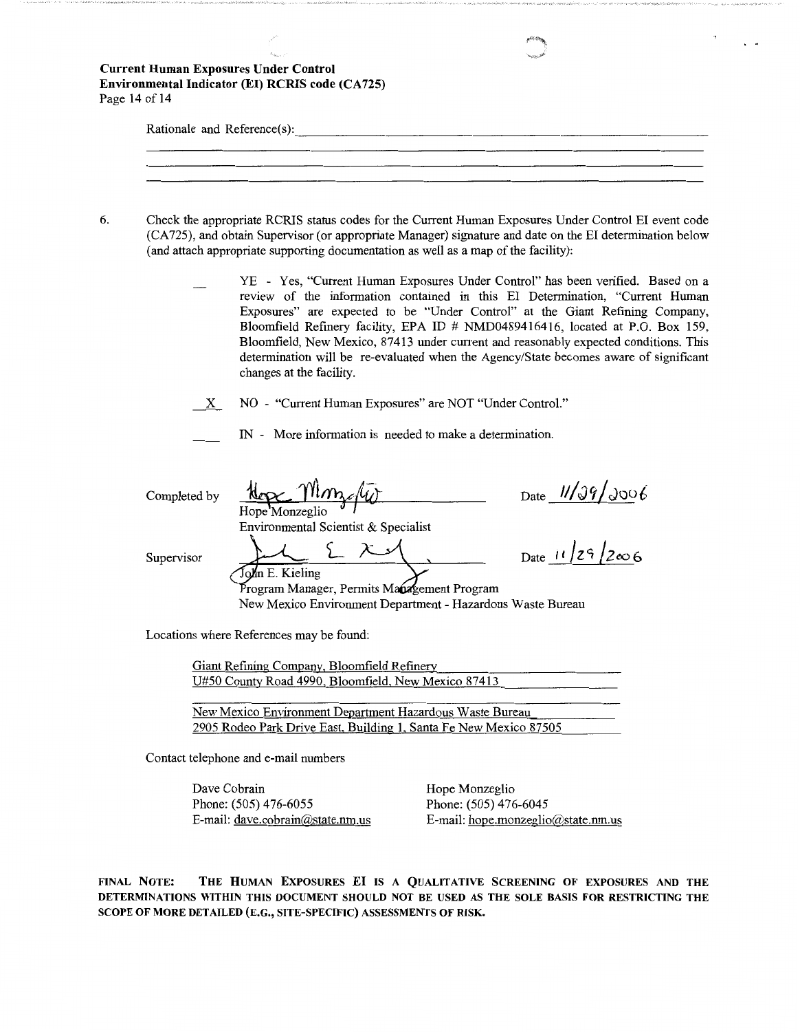Rationale and Reference(s): ______________________________________________

6. Check the appropriate RCRIS status codes for the Current Human Exposures Under Control EI event code (CA725), and obtain Supervisor (or appropriate Manager) signature and date on the EI determination below (and attach appropriate supporting documentation as well as a map of the facility):

\_\_ YE - Yes, "Current Human Exposures Under Control" has been verified. Based on a review of the information contained in this EI Determination, "Current Human Exposures" are expected to be "Under Control" at the Giant Refining Company, Bloomfield Refinery facility, EPA ID # NMD048916416, located at P.O. Box 159, Bloomfield, New Mexico, 87413 under current and reasonably expected conditions. This determination will be re-evaluated when the Agency/State becomes aware of significant changes at the facility.

\_X\_ NO - "Current Human Exposures" are NOT "Under Control."

\_\_\_ IN - More information is needed to make a determination.

Completed by Hope Monzeglio
Hope Monzeglio
Environmental Scientist & Specialist
Date 11/29/2006

Supervisor John E. Kieling
John E. Kieling
Program Manager, Permits Management Program
New Mexico Environment Department - Hazardous Waste Bureau
Date 11/29/2006

Locations where References may be found:

Giant Refining Company, Bloomfield Refinery
U#50 County Road 4990, Bloomfield, New Mexico 87413

New Mexico Environment Department Hazardous Waste Bureau
2905 Rodeo Park Drive East, Building 1, Santa Fe New Mexico 87505

Contact telephone and e-mail numbers

Dave Cobrain
Phone: (505) 476-6055
E-mail: dave.cobrain@state.nm.us

Hope Monzeglio
Phone: (505) 476-6045
E-mail: hope.monzeglio@state.nm.us

**FINAL NOTE: THE HUMAN EXPOSURES EI IS A QUALITATIVE SCREENING OF EXPOSURES AND THE DETERMINATIONS WITHIN THIS DOCUMENT SHOULD NOT BE USED AS THE SOLE BASIS FOR RESTRICTING THE SCOPE OF MORE DETAILED (E.G., SITE-SPECIFIC) ASSESSMENTS OF RISK.**